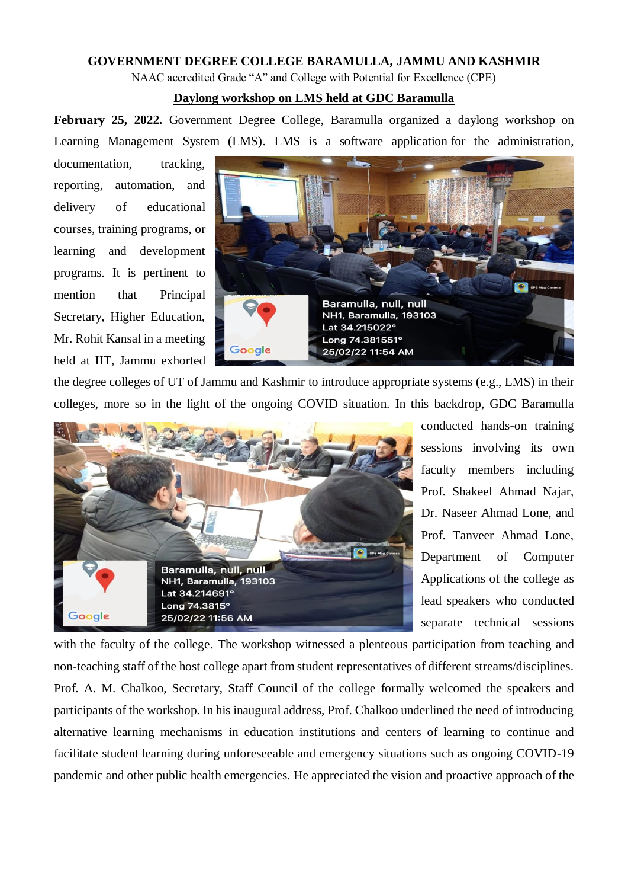**GOVERNMENT DEGREE COLLEGE BARAMULLA, JAMMU AND KASHMIR**

NAAC accredited Grade "A" and College with Potential for Excellence (CPE)

## Daylong workshop on LMS held at GDC Baramulla

**February 25, 2022.** Government Degree College, Baramulla organized a daylong workshop on Learning Management System (LMS). LMS is a software application for the administration, documentation, tracking, reporting, automation, and delivery of educational courses, training programs, or learning and development programs. It is pertinent to mention that Principal Secretary, Higher Education, Mr. Rohit Kansal in a meeting held at IIT, Jammu exhorted the degree colleges of UT of Jammu and Kashmir to introduce appropriate systems (e.g., LMS) in their colleges, more so in the light of the ongoing COVID situation. In this backdrop, GDC Baramulla conducted hands-on training sessions involving its own faculty members including Prof. Shakeel Ahmad Najar, Dr. Naseer Ahmad Lone, and Prof. Tanveer Ahmad Lone, Department of Computer Applications of the college as lead speakers who conducted separate technical sessions with the faculty of the college. The workshop witnessed a plenteous participation from teaching and non-teaching staff of the host college apart from student representatives of different streams/disciplines. Prof. A. M. Chalkoo, Secretary, Staff Council of the college formally welcomed the speakers and participants of the workshop. In his inaugural address, Prof. Chalkoo underlined the need of introducing alternative learning mechanisms in education institutions and centers of learning to continue and facilitate student learning during unforeseeable and emergency situations such as ongoing COVID-19 pandemic and other public health emergencies. He appreciated the vision and proactive approach of the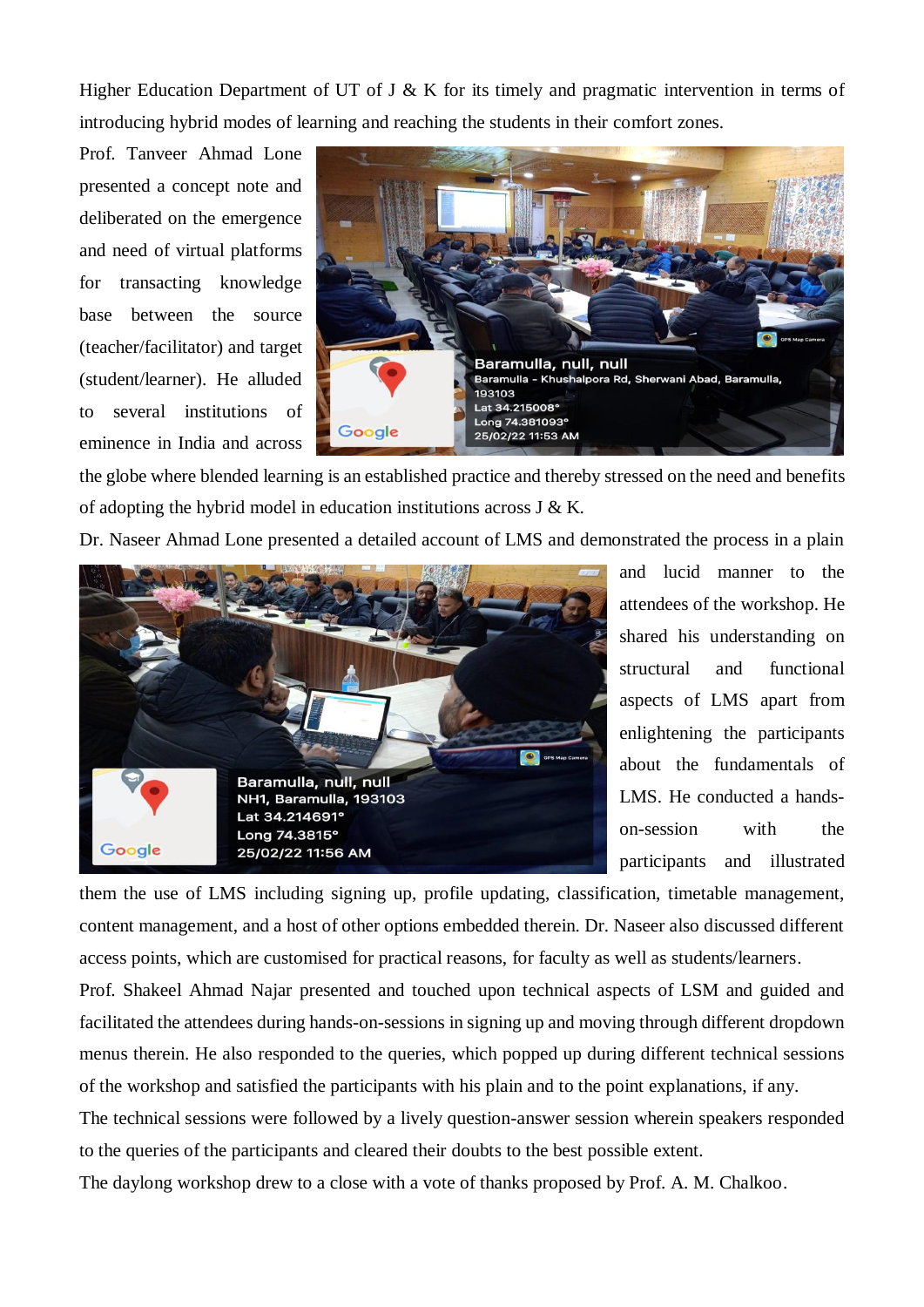Higher Education Department of UT of J & K for its timely and pragmatic intervention in terms of introducing hybrid modes of learning and reaching the students in their comfort zones.

Prof. Tanveer Ahmad Lone presented a concept note and deliberated on the emergence and need of virtual platforms for transacting knowledge base between the source (teacher/facilitator) and target (student/learner). He alluded to several institutions of eminence in India and across the globe where blended learning is an established practice and thereby stressed on the need and benefits of adopting the hybrid model in education institutions across J & K.

Dr. Naseer Ahmad Lone presented a detailed account of LMS and demonstrated the process in a plain and lucid manner to the attendees of the workshop. He shared his understanding on structural and functional aspects of LMS apart from enlightening the participants about the fundamentals of LMS. He conducted a hands-on-session with the participants and illustrated them the use of LMS including signing up, profile updating, classification, timetable management, content management, and a host of other options embedded therein. Dr. Naseer also discussed different access points, which are customised for practical reasons, for faculty as well as students/learners.

Prof. Shakeel Ahmad Najar presented and touched upon technical aspects of LSM and guided and facilitated the attendees during hands-on-sessions in signing up and moving through different dropdown menus therein. He also responded to the queries, which popped up during different technical sessions of the workshop and satisfied the participants with his plain and to the point explanations, if any.

The technical sessions were followed by a lively question-answer session wherein speakers responded to the queries of the participants and cleared their doubts to the best possible extent.

The daylong workshop drew to a close with a vote of thanks proposed by Prof. A. M. Chalkoo.